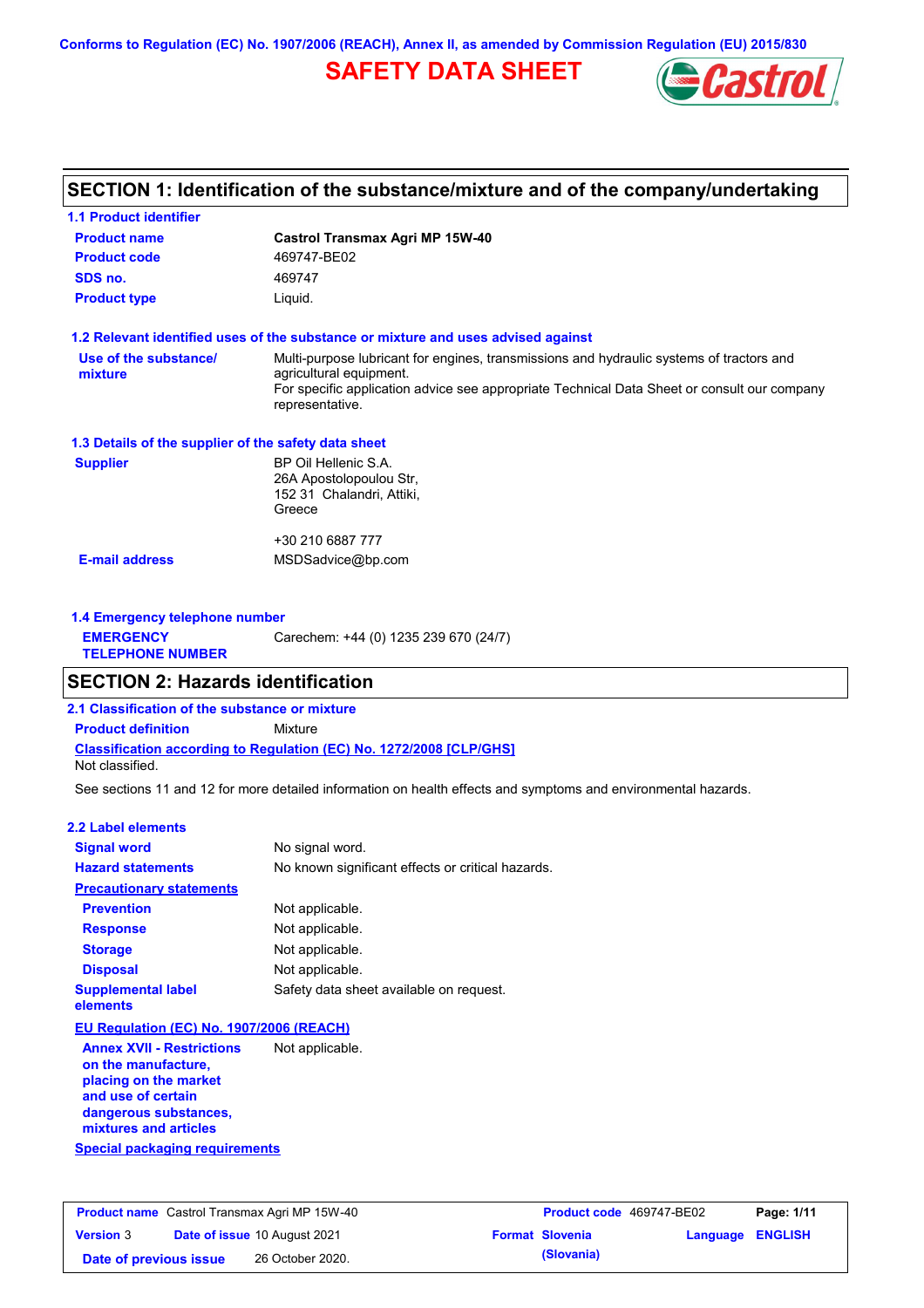Conforms to Regulation (EC) No. 1907/2006 (REACH), Annex II, as amended by Commission Regulation (EU) 2015/830

# SAFETY DATA SHEET

## SECTION 1: Identification of the substance/mixture and of the company/undertaking

### 1.1 Product identifier

| | |
|---|---|
| **Product name** | **Castrol Transmax Agri MP 15W-40** |
| **Product code** | 469747-BE02 |
| **SDS no.** | 469747 |
| **Product type** | Liquid. |

### 1.2 Relevant identified uses of the substance or mixture and uses advised against

**Use of the substance/ mixture**: Multi-purpose lubricant for engines, transmissions and hydraulic systems of tractors and agricultural equipment.
For specific application advice see appropriate Technical Data Sheet or consult our company representative.

### 1.3 Details of the supplier of the safety data sheet

**Supplier**:
BP Oil Hellenic S.A.
26A Apostolopoulou Str,
152 31 Chalandri, Attiki,
Greece

+30 210 6887 777

**E-mail address**: MSDSadvice@bp.com

### 1.4 Emergency telephone number

**EMERGENCY TELEPHONE NUMBER**: Carechem: +44 (0) 1235 239 670 (24/7)

## SECTION 2: Hazards identification

### 2.1 Classification of the substance or mixture

**Product definition**: Mixture

**Classification according to Regulation (EC) No. 1272/2008 [CLP/GHS]**

Not classified.

See sections 11 and 12 for more detailed information on health effects and symptoms and environmental hazards.

### 2.2 Label elements

**Signal word**: No signal word.

**Hazard statements**: No known significant effects or critical hazards.

**Precautionary statements**

- **Prevention**: Not applicable.
- **Response**: Not applicable.
- **Storage**: Not applicable.
- **Disposal**: Not applicable.

**Supplemental label elements**: Safety data sheet available on request.

**EU Regulation (EC) No. 1907/2006 (REACH)**

**Annex XVII - Restrictions on the manufacture, placing on the market and use of certain dangerous substances, mixtures and articles**: Not applicable.

**Special packaging requirements**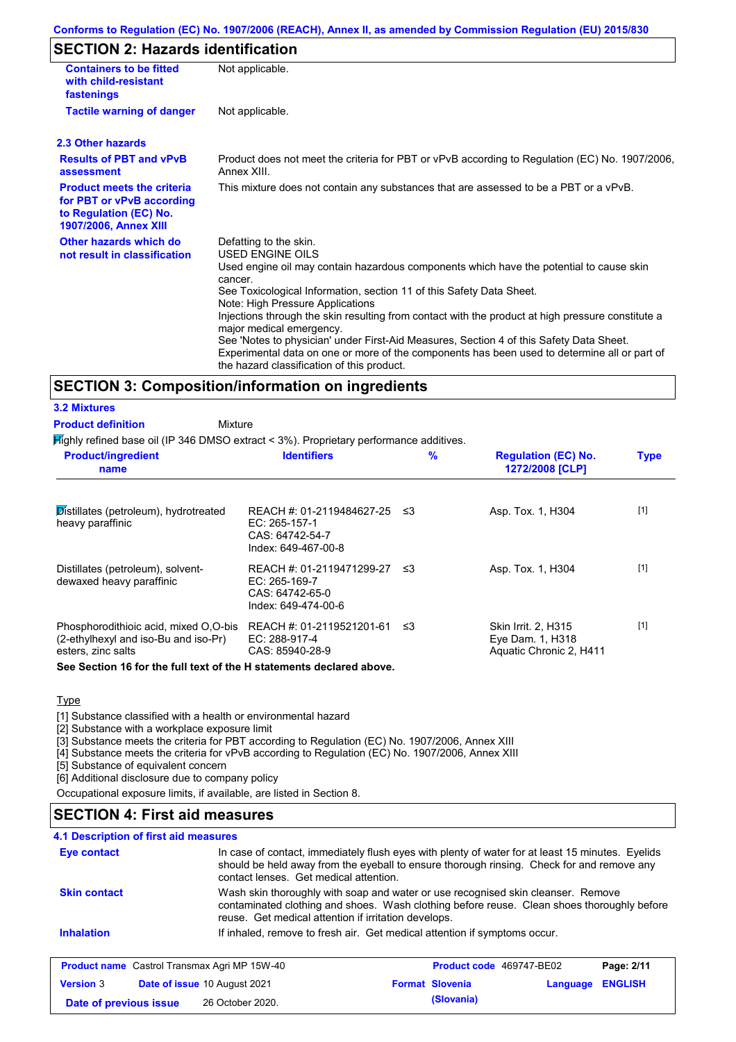Conforms to Regulation (EC) No. 1907/2006 (REACH), Annex II, as amended by Commission Regulation (EU) 2015/830

## SECTION 2: Hazards identification

| | |
|---|---|
| **Containers to be fitted with child-resistant fastenings** | Not applicable. |
| **Tactile warning of danger** | Not applicable. |

### 2.3 Other hazards

| | |
|---|---|
| **Results of PBT and vPvB assessment** | Product does not meet the criteria for PBT or vPvB according to Regulation (EC) No. 1907/2006, Annex XIII. |
| **Product meets the criteria for PBT or vPvB according to Regulation (EC) No. 1907/2006, Annex XIII** | This mixture does not contain any substances that are assessed to be a PBT or a vPvB. |
| **Other hazards which do not result in classification** | Defatting to the skin.<br>USED ENGINE OILS<br>Used engine oil may contain hazardous components which have the potential to cause skin cancer.<br>See Toxicological Information, section 11 of this Safety Data Sheet.<br>Note: High Pressure Applications<br>Injections through the skin resulting from contact with the product at high pressure constitute a major medical emergency.<br>See 'Notes to physician' under First-Aid Measures, Section 4 of this Safety Data Sheet.<br>Experimental data on one or more of the components has been used to determine all or part of the hazard classification of this product. |

## SECTION 3: Composition/information on ingredients

### 3.2 Mixtures

**Product definition** Mixture

Highly refined base oil (IP 346 DMSO extract < 3%). Proprietary performance additives.

| Product/ingredient name | Identifiers | % | Regulation (EC) No. 1272/2008 [CLP] | Type |
|---|---|---|---|---|
| Distillates (petroleum), hydrotreated heavy paraffinic | REACH #: 01-2119484627-25<br>EC: 265-157-1<br>CAS: 64742-54-7<br>Index: 649-467-00-8 | ≤3 | Asp. Tox. 1, H304 | [1] |
| Distillates (petroleum), solvent-dewaxed heavy paraffinic | REACH #: 01-2119471299-27<br>EC: 265-169-7<br>CAS: 64742-65-0<br>Index: 649-474-00-6 | ≤3 | Asp. Tox. 1, H304 | [1] |
| Phosphorodithioic acid, mixed O,O-bis (2-ethylhexyl and iso-Bu and iso-Pr) esters, zinc salts | REACH #: 01-2119521201-61<br>EC: 288-917-4<br>CAS: 85940-28-9 | ≤3 | Skin Irrit. 2, H315<br>Eye Dam. 1, H318<br>Aquatic Chronic 2, H411 | [1] |

**See Section 16 for the full text of the H statements declared above.**

Type

[1] Substance classified with a health or environmental hazard
[2] Substance with a workplace exposure limit
[3] Substance meets the criteria for PBT according to Regulation (EC) No. 1907/2006, Annex XIII
[4] Substance meets the criteria for vPvB according to Regulation (EC) No. 1907/2006, Annex XIII
[5] Substance of equivalent concern
[6] Additional disclosure due to company policy

Occupational exposure limits, if available, are listed in Section 8.

## SECTION 4: First aid measures

### 4.1 Description of first aid measures

| | |
|---|---|
| **Eye contact** | In case of contact, immediately flush eyes with plenty of water for at least 15 minutes. Eyelids should be held away from the eyeball to ensure thorough rinsing. Check for and remove any contact lenses. Get medical attention. |
| **Skin contact** | Wash skin thoroughly with soap and water or use recognised skin cleanser. Remove contaminated clothing and shoes. Wash clothing before reuse. Clean shoes thoroughly before reuse. Get medical attention if irritation develops. |
| **Inhalation** | If inhaled, remove to fresh air. Get medical attention if symptoms occur. |

| | | | |
|---|---|---|---|
| **Product name** Castrol Transmax Agri MP 15W-40 | | **Product code** 469747-BE02 | |
| **Version** 3 | **Date of issue** 10 August 2021 | **Format** Slovenia (Slovenia) | **Language** ENGLISH |
| **Date of previous issue** | 26 October 2020. | | |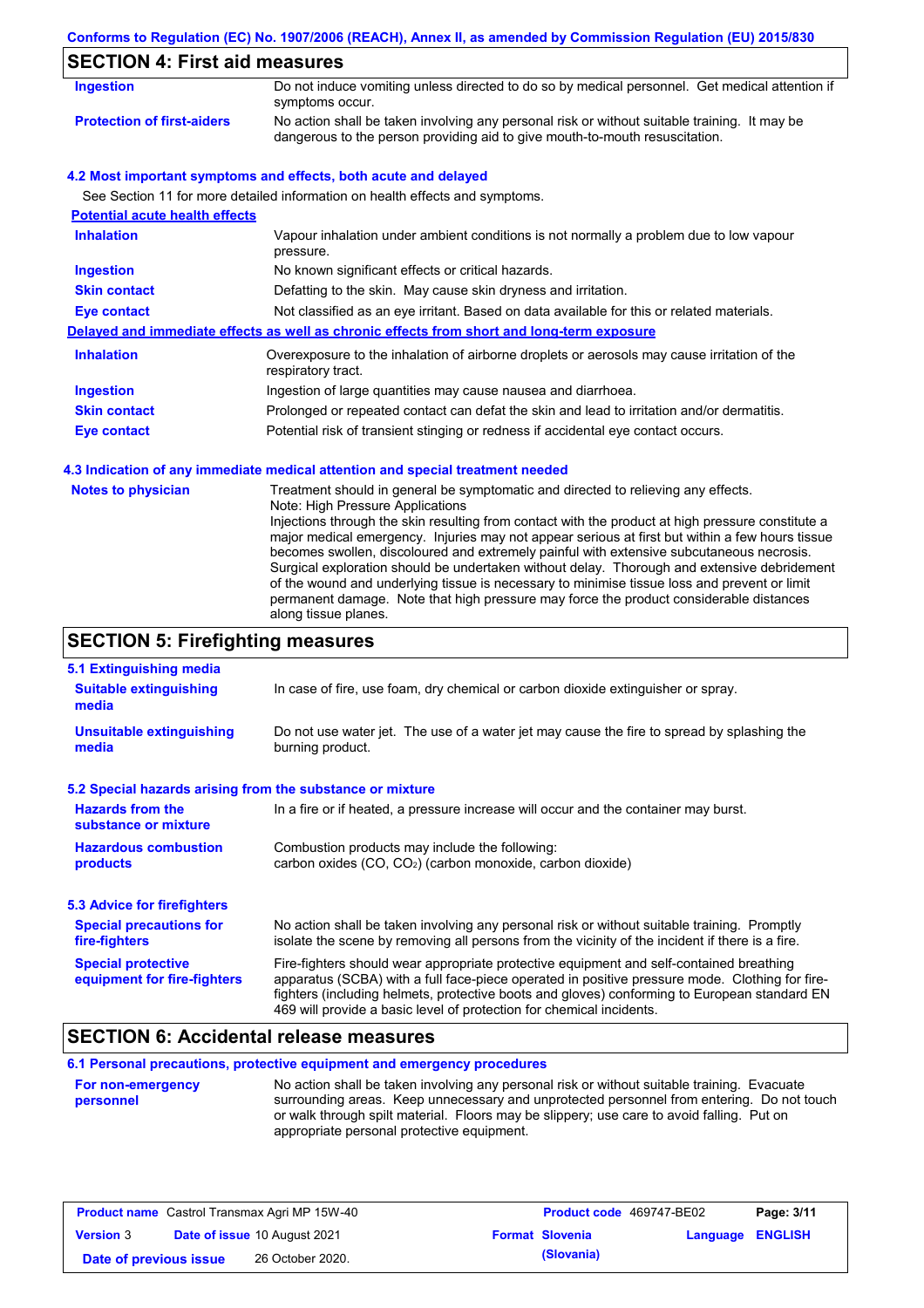## SECTION 4: First aid measures

| | |
|---|---|
| **Ingestion** | Do not induce vomiting unless directed to do so by medical personnel. Get medical attention if symptoms occur. |
| **Protection of first-aiders** | No action shall be taken involving any personal risk or without suitable training. It may be dangerous to the person providing aid to give mouth-to-mouth resuscitation. |

### 4.2 Most important symptoms and effects, both acute and delayed

See Section 11 for more detailed information on health effects and symptoms.

**Potential acute health effects**

| | |
|---|---|
| **Inhalation** | Vapour inhalation under ambient conditions is not normally a problem due to low vapour pressure. |
| **Ingestion** | No known significant effects or critical hazards. |
| **Skin contact** | Defatting to the skin. May cause skin dryness and irritation. |
| **Eye contact** | Not classified as an eye irritant. Based on data available for this or related materials. |

**Delayed and immediate effects as well as chronic effects from short and long-term exposure**

| | |
|---|---|
| **Inhalation** | Overexposure to the inhalation of airborne droplets or aerosols may cause irritation of the respiratory tract. |
| **Ingestion** | Ingestion of large quantities may cause nausea and diarrhoea. |
| **Skin contact** | Prolonged or repeated contact can defat the skin and lead to irritation and/or dermatitis. |
| **Eye contact** | Potential risk of transient stinging or redness if accidental eye contact occurs. |

### 4.3 Indication of any immediate medical attention and special treatment needed

| | |
|---|---|
| **Notes to physician** | Treatment should in general be symptomatic and directed to relieving any effects. Note: High Pressure Applications Injections through the skin resulting from contact with the product at high pressure constitute a major medical emergency. Injuries may not appear serious at first but within a few hours tissue becomes swollen, discoloured and extremely painful with extensive subcutaneous necrosis. Surgical exploration should be undertaken without delay. Thorough and extensive debridement of the wound and underlying tissue is necessary to minimise tissue loss and prevent or limit permanent damage. Note that high pressure may force the product considerable distances along tissue planes. |

## SECTION 5: Firefighting measures

### 5.1 Extinguishing media

| | |
|---|---|
| **Suitable extinguishing media** | In case of fire, use foam, dry chemical or carbon dioxide extinguisher or spray. |
| **Unsuitable extinguishing media** | Do not use water jet. The use of a water jet may cause the fire to spread by splashing the burning product. |

### 5.2 Special hazards arising from the substance or mixture

| | |
|---|---|
| **Hazards from the substance or mixture** | In a fire or if heated, a pressure increase will occur and the container may burst. |
| **Hazardous combustion products** | Combustion products may include the following: carbon oxides (CO, $CO_2$) (carbon monoxide, carbon dioxide) |

### 5.3 Advice for firefighters

| | |
|---|---|
| **Special precautions for fire-fighters** | No action shall be taken involving any personal risk or without suitable training. Promptly isolate the scene by removing all persons from the vicinity of the incident if there is a fire. |
| **Special protective equipment for fire-fighters** | Fire-fighters should wear appropriate protective equipment and self-contained breathing apparatus (SCBA) with a full face-piece operated in positive pressure mode. Clothing for fire-fighters (including helmets, protective boots and gloves) conforming to European standard EN 469 will provide a basic level of protection for chemical incidents. |

## SECTION 6: Accidental release measures

### 6.1 Personal precautions, protective equipment and emergency procedures

| | |
|---|---|
| **For non-emergency personnel** | No action shall be taken involving any personal risk or without suitable training. Evacuate surrounding areas. Keep unnecessary and unprotected personnel from entering. Do not touch or walk through spilt material. Floors may be slippery; use care to avoid falling. Put on appropriate personal protective equipment. |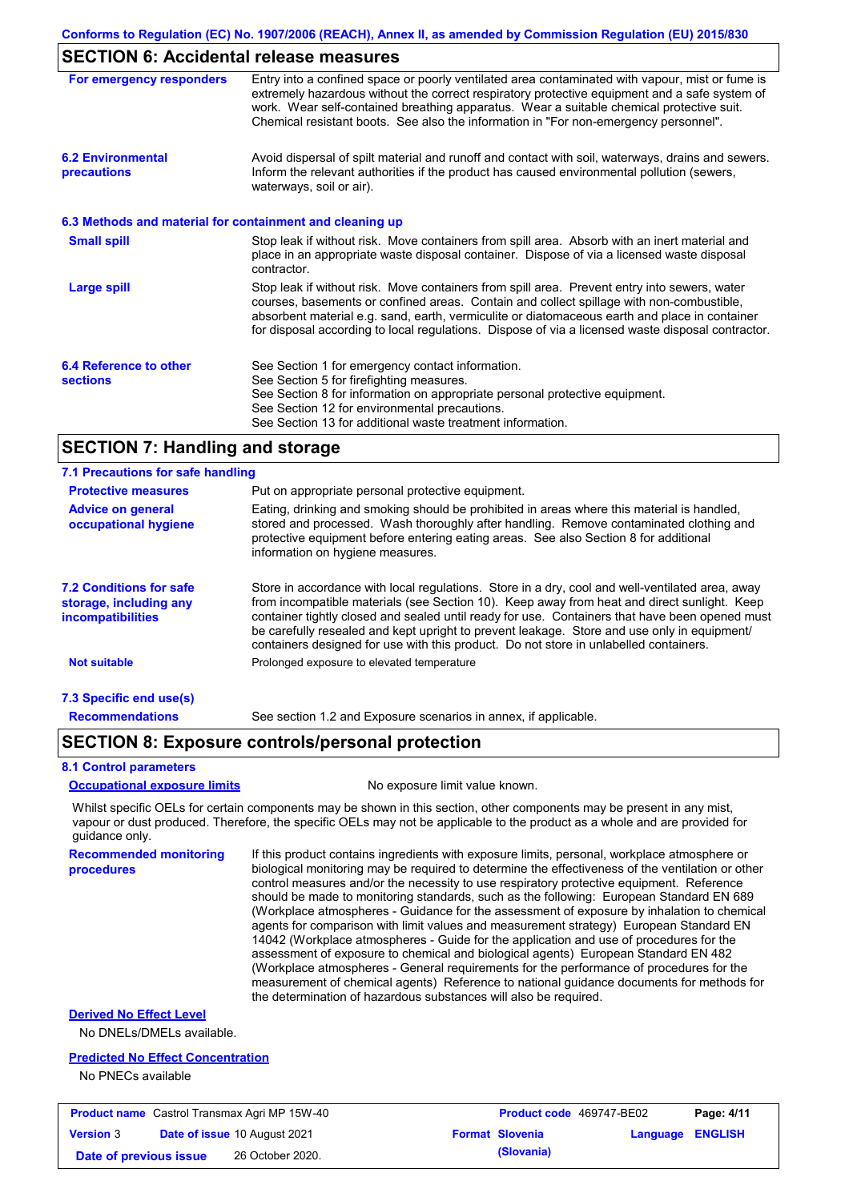## SECTION 6: Accidental release measures

**For emergency responders**

Entry into a confined space or poorly ventilated area contaminated with vapour, mist or fume is extremely hazardous without the correct respiratory protective equipment and a safe system of work. Wear self-contained breathing apparatus. Wear a suitable chemical protective suit. Chemical resistant boots. See also the information in "For non-emergency personnel".

**6.2 Environmental precautions**

Avoid dispersal of spilt material and runoff and contact with soil, waterways, drains and sewers. Inform the relevant authorities if the product has caused environmental pollution (sewers, waterways, soil or air).

### 6.3 Methods and material for containment and cleaning up

**Small spill**

Stop leak if without risk. Move containers from spill area. Absorb with an inert material and place in an appropriate waste disposal container. Dispose of via a licensed waste disposal contractor.

**Large spill**

Stop leak if without risk. Move containers from spill area. Prevent entry into sewers, water courses, basements or confined areas. Contain and collect spillage with non-combustible, absorbent material e.g. sand, earth, vermiculite or diatomaceous earth and place in container for disposal according to local regulations. Dispose of via a licensed waste disposal contractor.

**6.4 Reference to other sections**

See Section 1 for emergency contact information.
See Section 5 for firefighting measures.
See Section 8 for information on appropriate personal protective equipment.
See Section 12 for environmental precautions.
See Section 13 for additional waste treatment information.

## SECTION 7: Handling and storage

### 7.1 Precautions for safe handling

**Protective measures**

Put on appropriate personal protective equipment.

**Advice on general occupational hygiene**

Eating, drinking and smoking should be prohibited in areas where this material is handled, stored and processed. Wash thoroughly after handling. Remove contaminated clothing and protective equipment before entering eating areas. See also Section 8 for additional information on hygiene measures.

**7.2 Conditions for safe storage, including any incompatibilities**

Store in accordance with local regulations. Store in a dry, cool and well-ventilated area, away from incompatible materials (see Section 10). Keep away from heat and direct sunlight. Keep container tightly closed and sealed until ready for use. Containers that have been opened must be carefully resealed and kept upright to prevent leakage. Store and use only in equipment/ containers designed for use with this product. Do not store in unlabelled containers.

**Not suitable**

Prolonged exposure to elevated temperature

### 7.3 Specific end use(s)

**Recommendations**

See section 1.2 and Exposure scenarios in annex, if applicable.

## SECTION 8: Exposure controls/personal protection

### 8.1 Control parameters

**Occupational exposure limits**

No exposure limit value known.

Whilst specific OELs for certain components may be shown in this section, other components may be present in any mist, vapour or dust produced. Therefore, the specific OELs may not be applicable to the product as a whole and are provided for guidance only.

**Recommended monitoring procedures**

If this product contains ingredients with exposure limits, personal, workplace atmosphere or biological monitoring may be required to determine the effectiveness of the ventilation or other control measures and/or the necessity to use respiratory protective equipment. Reference should be made to monitoring standards, such as the following: European Standard EN 689 (Workplace atmospheres - Guidance for the assessment of exposure by inhalation to chemical agents for comparison with limit values and measurement strategy) European Standard EN 14042 (Workplace atmospheres - Guide for the application and use of procedures for the assessment of exposure to chemical and biological agents) European Standard EN 482 (Workplace atmospheres - General requirements for the performance of procedures for the measurement of chemical agents) Reference to national guidance documents for methods for the determination of hazardous substances will also be required.

**Derived No Effect Level**

No DNELs/DMELs available.

**Predicted No Effect Concentration**

No PNECs available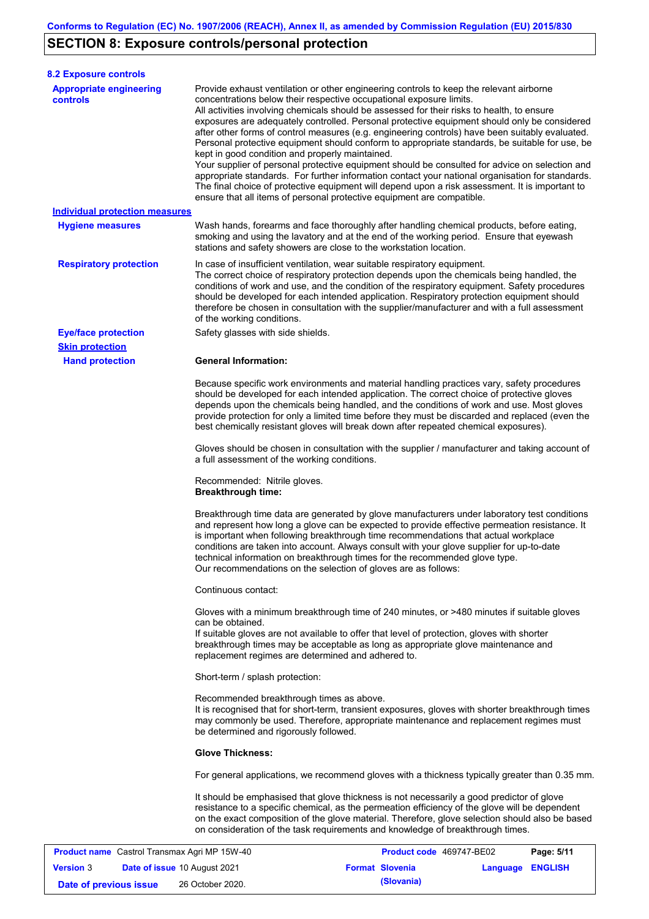## SECTION 8: Exposure controls/personal protection

### 8.2 Exposure controls

**Appropriate engineering controls**

Provide exhaust ventilation or other engineering controls to keep the relevant airborne concentrations below their respective occupational exposure limits.
All activities involving chemicals should be assessed for their risks to health, to ensure exposures are adequately controlled. Personal protective equipment should only be considered after other forms of control measures (e.g. engineering controls) have been suitably evaluated. Personal protective equipment should conform to appropriate standards, be suitable for use, be kept in good condition and properly maintained.
Your supplier of personal protective equipment should be consulted for advice on selection and appropriate standards. For further information contact your national organisation for standards. The final choice of protective equipment will depend upon a risk assessment. It is important to ensure that all items of personal protective equipment are compatible.

**Individual protection measures**

**Hygiene measures**

Wash hands, forearms and face thoroughly after handling chemical products, before eating, smoking and using the lavatory and at the end of the working period. Ensure that eyewash stations and safety showers are close to the workstation location.

**Respiratory protection**

In case of insufficient ventilation, wear suitable respiratory equipment.
The correct choice of respiratory protection depends upon the chemicals being handled, the conditions of work and use, and the condition of the respiratory equipment. Safety procedures should be developed for each intended application. Respiratory protection equipment should therefore be chosen in consultation with the supplier/manufacturer and with a full assessment of the working conditions.

**Eye/face protection**

Safety glasses with side shields.

**Skin protection**

**Hand protection**

**General Information:**

Because specific work environments and material handling practices vary, safety procedures should be developed for each intended application. The correct choice of protective gloves depends upon the chemicals being handled, and the conditions of work and use. Most gloves provide protection for only a limited time before they must be discarded and replaced (even the best chemically resistant gloves will break down after repeated chemical exposures).

Gloves should be chosen in consultation with the supplier / manufacturer and taking account of a full assessment of the working conditions.

Recommended: Nitrile gloves.
**Breakthrough time:**

Breakthrough time data are generated by glove manufacturers under laboratory test conditions and represent how long a glove can be expected to provide effective permeation resistance. It is important when following breakthrough time recommendations that actual workplace conditions are taken into account. Always consult with your glove supplier for up-to-date technical information on breakthrough times for the recommended glove type.
Our recommendations on the selection of gloves are as follows:

Continuous contact:

Gloves with a minimum breakthrough time of 240 minutes, or >480 minutes if suitable gloves can be obtained.
If suitable gloves are not available to offer that level of protection, gloves with shorter breakthrough times may be acceptable as long as appropriate glove maintenance and replacement regimes are determined and adhered to.

Short-term / splash protection:

Recommended breakthrough times as above.
It is recognised that for short-term, transient exposures, gloves with shorter breakthrough times may commonly be used. Therefore, appropriate maintenance and replacement regimes must be determined and rigorously followed.

**Glove Thickness:**

For general applications, we recommend gloves with a thickness typically greater than 0.35 mm.

It should be emphasised that glove thickness is not necessarily a good predictor of glove resistance to a specific chemical, as the permeation efficiency of the glove will be dependent on the exact composition of the glove material. Therefore, glove selection should also be based on consideration of the task requirements and knowledge of breakthrough times.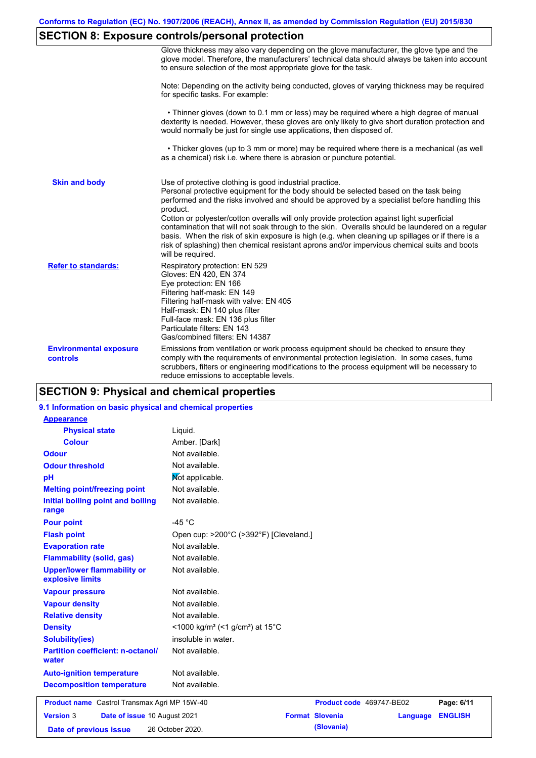## SECTION 8: Exposure controls/personal protection

Glove thickness may also vary depending on the glove manufacturer, the glove type and the glove model. Therefore, the manufacturers' technical data should always be taken into account to ensure selection of the most appropriate glove for the task.

Note: Depending on the activity being conducted, gloves of varying thickness may be required for specific tasks. For example:

- Thinner gloves (down to 0.1 mm or less) may be required where a high degree of manual dexterity is needed. However, these gloves are only likely to give short duration protection and would normally be just for single use applications, then disposed of.
- Thicker gloves (up to 3 mm or more) may be required where there is a mechanical (as well as a chemical) risk i.e. where there is abrasion or puncture potential.

| | |
|---|---|
| **Skin and body** | Use of protective clothing is good industrial practice. Personal protective equipment for the body should be selected based on the task being performed and the risks involved and should be approved by a specialist before handling this product. Cotton or polyester/cotton overalls will only provide protection against light superficial contamination that will not soak through to the skin. Overalls should be laundered on a regular basis. When the risk of skin exposure is high (e.g. when cleaning up spillages or if there is a risk of splashing) then chemical resistant aprons and/or impervious chemical suits and boots will be required. |
| **Refer to standards:** | Respiratory protection: EN 529<br>Gloves: EN 420, EN 374<br>Eye protection: EN 166<br>Filtering half-mask: EN 149<br>Filtering half-mask with valve: EN 405<br>Half-mask: EN 140 plus filter<br>Full-face mask: EN 136 plus filter<br>Particulate filters: EN 143<br>Gas/combined filters: EN 14387 |
| **Environmental exposure controls** | Emissions from ventilation or work process equipment should be checked to ensure they comply with the requirements of environmental protection legislation. In some cases, fume scrubbers, filters or engineering modifications to the process equipment will be necessary to reduce emissions to acceptable levels. |

## SECTION 9: Physical and chemical properties

### 9.1 Information on basic physical and chemical properties

| | |
|---|---|
| **Appearance** | |
| **Physical state** | Liquid. |
| **Colour** | Amber. [Dark] |
| **Odour** | Not available. |
| **Odour threshold** | Not available. |
| **pH** | Not applicable. |
| **Melting point/freezing point** | Not available. |
| **Initial boiling point and boiling range** | Not available. |
| **Pour point** | -45 °C |
| **Flash point** | Open cup: >200°C (>392°F) [Cleveland.] |
| **Evaporation rate** | Not available. |
| **Flammability (solid, gas)** | Not available. |
| **Upper/lower flammability or explosive limits** | Not available. |
| **Vapour pressure** | Not available. |
| **Vapour density** | Not available. |
| **Relative density** | Not available. |
| **Density** | <1000 kg/m³ (<1 g/cm³) at 15°C |
| **Solubility(ies)** | insoluble in water. |
| **Partition coefficient: n-octanol/water** | Not available. |
| **Auto-ignition temperature** | Not available. |
| **Decomposition temperature** | Not available. |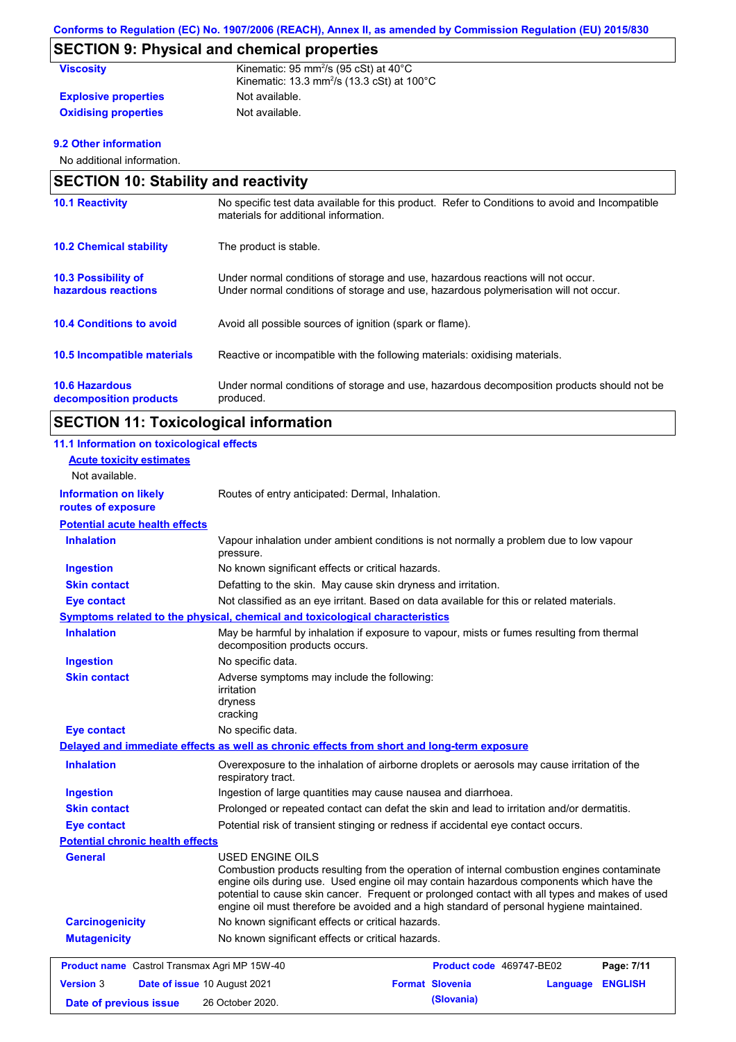## SECTION 9: Physical and chemical properties

| | |
|---|---|
| **Viscosity** | Kinematic: 95 $mm^2/s$ (95 cSt) at 40°C<br>Kinematic: 13.3 $mm^2/s$ (13.3 cSt) at 100°C |
| **Explosive properties** | Not available. |
| **Oxidising properties** | Not available. |

### 9.2 Other information

No additional information.

## SECTION 10: Stability and reactivity

| | |
|---|---|
| **10.1 Reactivity** | No specific test data available for this product. Refer to Conditions to avoid and Incompatible materials for additional information. |
| **10.2 Chemical stability** | The product is stable. |
| **10.3 Possibility of hazardous reactions** | Under normal conditions of storage and use, hazardous reactions will not occur.<br>Under normal conditions of storage and use, hazardous polymerisation will not occur. |
| **10.4 Conditions to avoid** | Avoid all possible sources of ignition (spark or flame). |
| **10.5 Incompatible materials** | Reactive or incompatible with the following materials: oxidising materials. |
| **10.6 Hazardous decomposition products** | Under normal conditions of storage and use, hazardous decomposition products should not be produced. |

## SECTION 11: Toxicological information

### 11.1 Information on toxicological effects

**Acute toxicity estimates**

Not available.

| | |
|---|---|
| **Information on likely routes of exposure** | Routes of entry anticipated: Dermal, Inhalation. |

**Potential acute health effects**

| | |
|---|---|
| **Inhalation** | Vapour inhalation under ambient conditions is not normally a problem due to low vapour pressure. |
| **Ingestion** | No known significant effects or critical hazards. |
| **Skin contact** | Defatting to the skin. May cause skin dryness and irritation. |
| **Eye contact** | Not classified as an eye irritant. Based on data available for this or related materials. |

**Symptoms related to the physical, chemical and toxicological characteristics**

| | |
|---|---|
| **Inhalation** | May be harmful by inhalation if exposure to vapour, mists or fumes resulting from thermal decomposition products occurs. |
| **Ingestion** | No specific data. |
| **Skin contact** | Adverse symptoms may include the following:<br>irritation<br>dryness<br>cracking |
| **Eye contact** | No specific data. |

**Delayed and immediate effects as well as chronic effects from short and long-term exposure**

| | |
|---|---|
| **Inhalation** | Overexposure to the inhalation of airborne droplets or aerosols may cause irritation of the respiratory tract. |
| **Ingestion** | Ingestion of large quantities may cause nausea and diarrhoea. |
| **Skin contact** | Prolonged or repeated contact can defat the skin and lead to irritation and/or dermatitis. |
| **Eye contact** | Potential risk of transient stinging or redness if accidental eye contact occurs. |

**Potential chronic health effects**

| | |
|---|---|
| **General** | USED ENGINE OILS<br>Combustion products resulting from the operation of internal combustion engines contaminate engine oils during use. Used engine oil may contain hazardous components which have the potential to cause skin cancer. Frequent or prolonged contact with all types and makes of used engine oil must therefore be avoided and a high standard of personal hygiene maintained. |
| **Carcinogenicity** | No known significant effects or critical hazards. |
| **Mutagenicity** | No known significant effects or critical hazards. |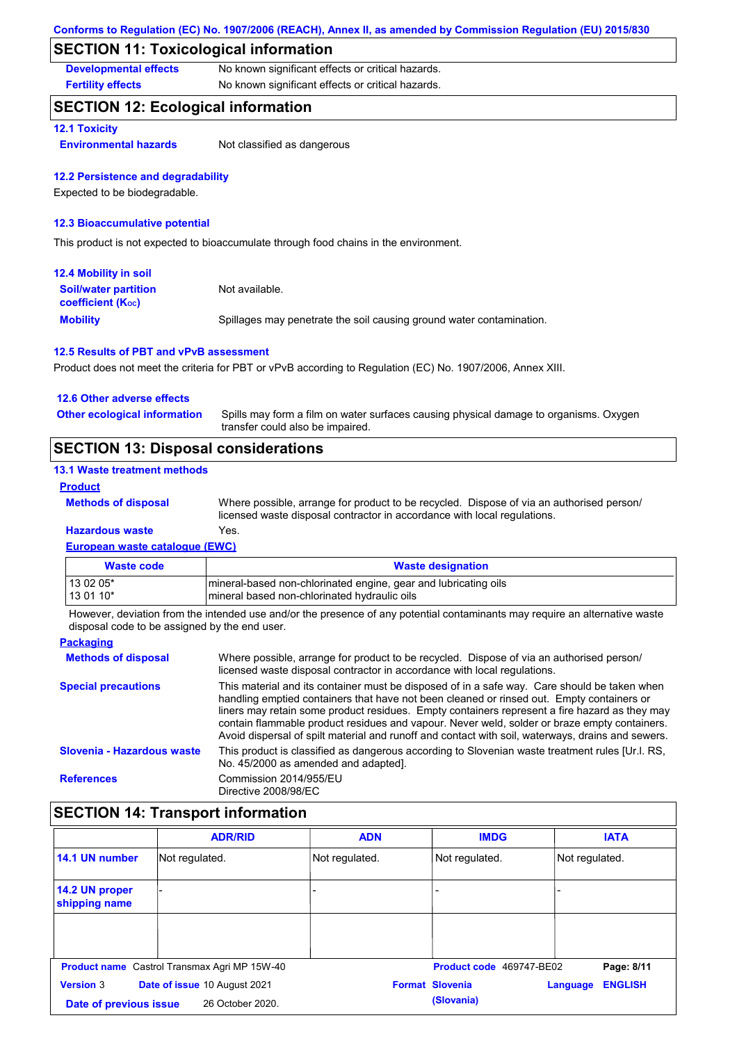Conforms to Regulation (EC) No. 1907/2006 (REACH), Annex II, as amended by Commission Regulation (EU) 2015/830

## SECTION 11: Toxicological information

**Developmental effects** No known significant effects or critical hazards.

**Fertility effects** No known significant effects or critical hazards.

## SECTION 12: Ecological information

### 12.1 Toxicity

**Environmental hazards** Not classified as dangerous

### 12.2 Persistence and degradability

Expected to be biodegradable.

### 12.3 Bioaccumulative potential

This product is not expected to bioaccumulate through food chains in the environment.

### 12.4 Mobility in soil

**Soil/water partition coefficient ($K_{OC}$)** Not available.

**Mobility** Spillages may penetrate the soil causing ground water contamination.

### 12.5 Results of PBT and vPvB assessment

Product does not meet the criteria for PBT or vPvB according to Regulation (EC) No. 1907/2006, Annex XIII.

### 12.6 Other adverse effects

**Other ecological information** Spills may form a film on water surfaces causing physical damage to organisms. Oxygen transfer could also be impaired.

## SECTION 13: Disposal considerations

### 13.1 Waste treatment methods

**Product**

**Methods of disposal** Where possible, arrange for product to be recycled. Dispose of via an authorised person/ licensed waste disposal contractor in accordance with local regulations.

**Hazardous waste** Yes.

**European waste catalogue (EWC)**

| Waste code | Waste designation |
|---|---|
| 13 02 05* | mineral-based non-chlorinated engine, gear and lubricating oils |
| 13 01 10* | mineral based non-chlorinated hydraulic oils |

However, deviation from the intended use and/or the presence of any potential contaminants may require an alternative waste disposal code to be assigned by the end user.

**Packaging**

**Methods of disposal** Where possible, arrange for product to be recycled. Dispose of via an authorised person/ licensed waste disposal contractor in accordance with local regulations.

**Special precautions** This material and its container must be disposed of in a safe way. Care should be taken when handling emptied containers that have not been cleaned or rinsed out. Empty containers or liners may retain some product residues. Empty containers represent a fire hazard as they may contain flammable product residues and vapour. Never weld, solder or braze empty containers. Avoid dispersal of spilt material and runoff and contact with soil, waterways, drains and sewers.

**Slovenia - Hazardous waste** This product is classified as dangerous according to Slovenian waste treatment rules [Ur.l. RS, No. 45/2000 as amended and adapted].

**References** Commission 2014/955/EU
Directive 2008/98/EC

## SECTION 14: Transport information

| | ADR/RID | ADN | IMDG | IATA |
|---|---|---|---|---|
| 14.1 UN number | Not regulated. | Not regulated. | Not regulated. | Not regulated. |
| 14.2 UN proper shipping name | - | - | - | - |
| | | | | |

**Product name** Castrol Transmax Agri MP 15W-40 **Product code** 469747-BE02
**Version** 3 **Date of issue** 10 August 2021 **Format** Slovenia (Slovenia) **Language** ENGLISH
**Date of previous issue** 26 October 2020.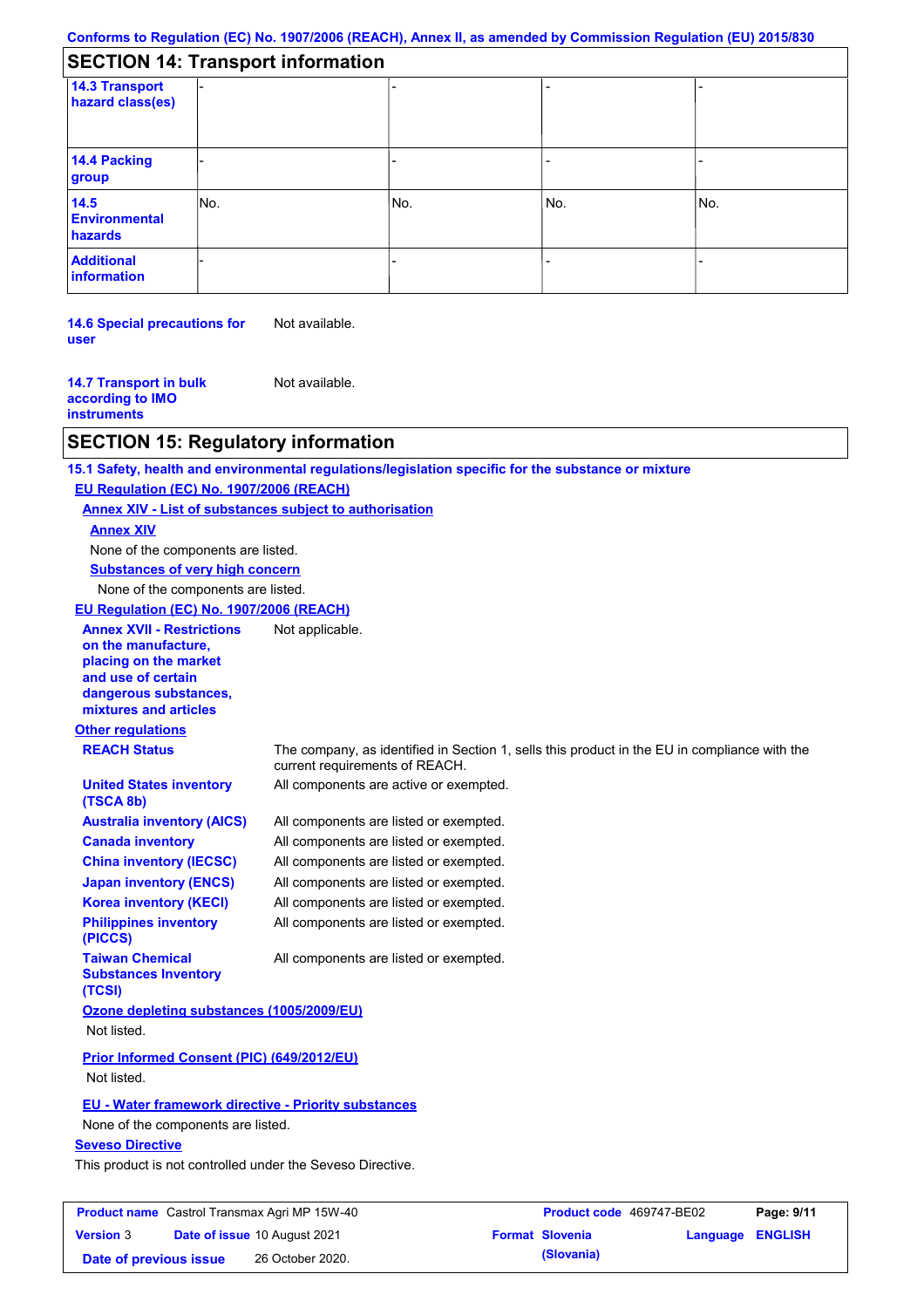## SECTION 14: Transport information

| | | | | |
|---|---|---|---|---|
| **14.3 Transport hazard class(es)** | - | - | - | - |
| **14.4 Packing group** | - | - | - | - |
| **14.5 Environmental hazards** | No. | No. | No. | No. |
| **Additional information** | - | - | - | - |

**14.6 Special precautions for user** Not available.

**14.7 Transport in bulk according to IMO instruments** Not available.

## SECTION 15: Regulatory information

**15.1 Safety, health and environmental regulations/legislation specific for the substance or mixture**

**EU Regulation (EC) No. 1907/2006 (REACH)**

**Annex XIV - List of substances subject to authorisation**

**Annex XIV**

None of the components are listed.

**Substances of very high concern**

None of the components are listed.

**EU Regulation (EC) No. 1907/2006 (REACH)**

**Annex XVII - Restrictions on the manufacture, placing on the market and use of certain dangerous substances, mixtures and articles** Not applicable.

**Other regulations**

**REACH Status** The company, as identified in Section 1, sells this product in the EU in compliance with the current requirements of REACH.

**United States inventory (TSCA 8b)** All components are active or exempted.

**Australia inventory (AICS)** All components are listed or exempted.

**Canada inventory** All components are listed or exempted.

**China inventory (IECSC)** All components are listed or exempted.

**Japan inventory (ENCS)** All components are listed or exempted.

**Korea inventory (KECI)** All components are listed or exempted.

**Philippines inventory (PICCS)** All components are listed or exempted.

**Taiwan Chemical Substances Inventory (TCSI)** All components are listed or exempted.

**Ozone depleting substances (1005/2009/EU)**

Not listed.

**Prior Informed Consent (PIC) (649/2012/EU)**

Not listed.

**EU - Water framework directive - Priority substances**

None of the components are listed.

**Seveso Directive**

This product is not controlled under the Seveso Directive.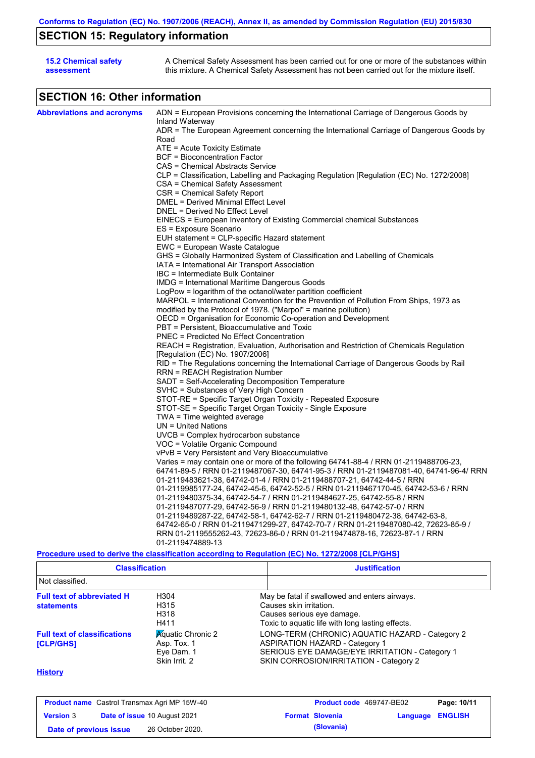## SECTION 15: Regulatory information

**15.2 Chemical safety assessment**

A Chemical Safety Assessment has been carried out for one or more of the substances within this mixture. A Chemical Safety Assessment has not been carried out for the mixture itself.

## SECTION 16: Other information

**Abbreviations and acronyms**

ADN = European Provisions concerning the International Carriage of Dangerous Goods by Inland Waterway
ADR = The European Agreement concerning the International Carriage of Dangerous Goods by Road
ATE = Acute Toxicity Estimate
BCF = Bioconcentration Factor
CAS = Chemical Abstracts Service
CLP = Classification, Labelling and Packaging Regulation [Regulation (EC) No. 1272/2008]
CSA = Chemical Safety Assessment
CSR = Chemical Safety Report
DMEL = Derived Minimal Effect Level
DNEL = Derived No Effect Level
EINECS = European Inventory of Existing Commercial chemical Substances
ES = Exposure Scenario
EUH statement = CLP-specific Hazard statement
EWC = European Waste Catalogue
GHS = Globally Harmonized System of Classification and Labelling of Chemicals
IATA = International Air Transport Association
IBC = Intermediate Bulk Container
IMDG = International Maritime Dangerous Goods
LogPow = logarithm of the octanol/water partition coefficient
MARPOL = International Convention for the Prevention of Pollution From Ships, 1973 as modified by the Protocol of 1978. ("Marpol" = marine pollution)
OECD = Organisation for Economic Co-operation and Development
PBT = Persistent, Bioaccumulative and Toxic
PNEC = Predicted No Effect Concentration
REACH = Registration, Evaluation, Authorisation and Restriction of Chemicals Regulation [Regulation (EC) No. 1907/2006]
RID = The Regulations concerning the International Carriage of Dangerous Goods by Rail
RRN = REACH Registration Number
SADT = Self-Accelerating Decomposition Temperature
SVHC = Substances of Very High Concern
STOT-RE = Specific Target Organ Toxicity - Repeated Exposure
STOT-SE = Specific Target Organ Toxicity - Single Exposure
TWA = Time weighted average
UN = United Nations
UVCB = Complex hydrocarbon substance
VOC = Volatile Organic Compound
vPvB = Very Persistent and Very Bioaccumulative
Varies = may contain one or more of the following 64741-88-4 / RRN 01-2119488706-23, 64741-89-5 / RRN 01-2119487067-30, 64741-95-3 / RRN 01-2119487081-40, 64741-96-4/ RRN 01-2119483621-38, 64742-01-4 / RRN 01-2119488707-21, 64742-44-5 / RRN 01-2119985177-24, 64742-45-6, 64742-52-5 / RRN 01-2119467170-45, 64742-53-6 / RRN 01-2119480375-34, 64742-54-7 / RRN 01-2119484627-25, 64742-55-8 / RRN 01-2119487077-29, 64742-56-9 / RRN 01-2119480132-48, 64742-57-0 / RRN 01-2119489287-22, 64742-58-1, 64742-62-7 / RRN 01-2119480472-38, 64742-63-8, 64742-65-0 / RRN 01-2119471299-27, 64742-70-7 / RRN 01-2119487080-42, 72623-85-9 / RRN 01-2119555262-43, 72623-86-0 / RRN 01-2119474878-16, 72623-87-1 / RRN 01-2119474889-13

**Procedure used to derive the classification according to Regulation (EC) No. 1272/2008 [CLP/GHS]**

| Classification | Justification |
|---|---|
| Not classified. | |

**Full text of abbreviated H statements**

| | |
|---|---|
| H304 | May be fatal if swallowed and enters airways. |
| H315 | Causes skin irritation. |
| H318 | Causes serious eye damage. |
| H411 | Toxic to aquatic life with long lasting effects. |

**Full text of classifications [CLP/GHS]**

| | |
|---|---|
| Aquatic Chronic 2 | LONG-TERM (CHRONIC) AQUATIC HAZARD - Category 2 |
| Asp. Tox. 1 | ASPIRATION HAZARD - Category 1 |
| Eye Dam. 1 | SERIOUS EYE DAMAGE/EYE IRRITATION - Category 1 |
| Skin Irrit. 2 | SKIN CORROSION/IRRITATION - Category 2 |

**History**

| | | | |
|---|---|---|---|
| **Product name** Castrol Transmax Agri MP 15W-40 | | **Product code** 469747-BE02 | |
| **Version** 3 | **Date of issue** 10 August 2021 | **Format** Slovenia (Slovania) | **Language** ENGLISH |
| **Date of previous issue** | 26 October 2020. | | |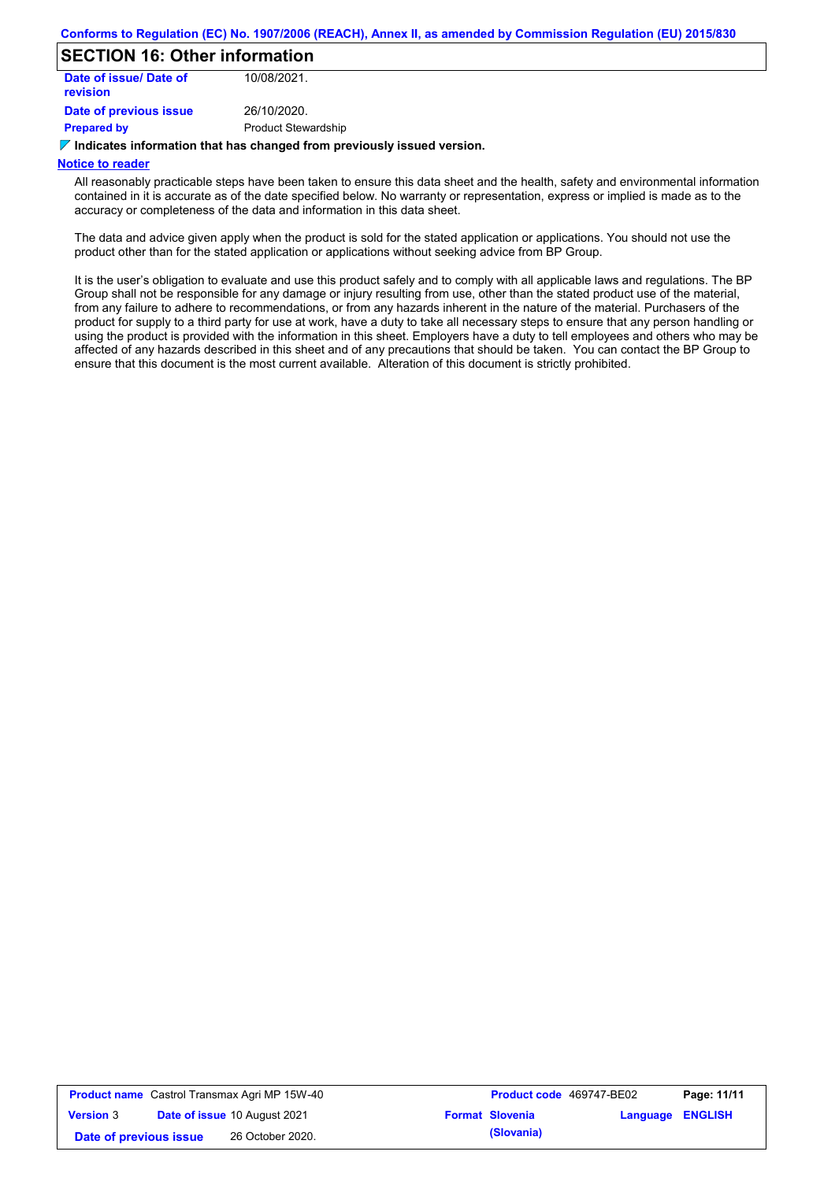## SECTION 16: Other information

| | |
|---|---|
| **Date of issue/ Date of revision** | 10/08/2021. |
| **Date of previous issue** | 26/10/2020. |
| **Prepared by** | Product Stewardship |

**Indicates information that has changed from previously issued version.**

**Notice to reader**

All reasonably practicable steps have been taken to ensure this data sheet and the health, safety and environmental information contained in it is accurate as of the date specified below. No warranty or representation, express or implied is made as to the accuracy or completeness of the data and information in this data sheet.

The data and advice given apply when the product is sold for the stated application or applications. You should not use the product other than for the stated application or applications without seeking advice from BP Group.

It is the user's obligation to evaluate and use this product safely and to comply with all applicable laws and regulations. The BP Group shall not be responsible for any damage or injury resulting from use, other than the stated product use of the material, from any failure to adhere to recommendations, or from any hazards inherent in the nature of the material. Purchasers of the product for supply to a third party for use at work, have a duty to take all necessary steps to ensure that any person handling or using the product is provided with the information in this sheet. Employers have a duty to tell employees and others who may be affected of any hazards described in this sheet and of any precautions that should be taken. You can contact the BP Group to ensure that this document is the most current available. Alteration of this document is strictly prohibited.